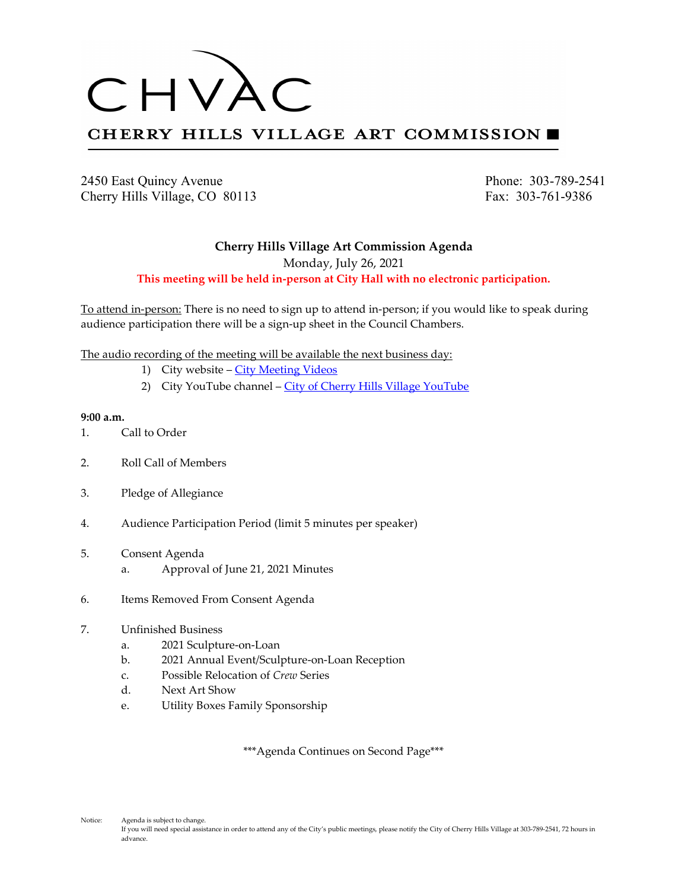# CHVAC

## CHERRY HILLS VILLAGE ART COMMISSION

2450 East Quincy Avenue
Cherry Hills Village, CO 80113

Phone: 303-789-2541
Fax: 303-761-9386

**Cherry Hills Village Art Commission Agenda**

Monday, July 26, 2021

**This meeting will be held in-person at City Hall with no electronic participation.**

To attend in-person: There is no need to sign up to attend in-person; if you would like to speak during audience participation there will be a sign-up sheet in the Council Chambers.

The audio recording of the meeting will be available the next business day:

1) City website – City Meeting Videos
2) City YouTube channel – City of Cherry Hills Village YouTube

**9:00 a.m.**

1. Call to Order
2. Roll Call of Members
3. Pledge of Allegiance
4. Audience Participation Period (limit 5 minutes per speaker)
5. Consent Agenda
   a. Approval of June 21, 2021 Minutes
6. Items Removed From Consent Agenda
7. Unfinished Business
   a. 2021 Sculpture-on-Loan
   b. 2021 Annual Event/Sculpture-on-Loan Reception
   c. Possible Relocation of *Crew* Series
   d. Next Art Show
   e. Utility Boxes Family Sponsorship

\*\*\*Agenda Continues on Second Page\*\*\*

Notice: Agenda is subject to change.
If you will need special assistance in order to attend any of the City's public meetings, please notify the City of Cherry Hills Village at 303-789-2541, 72 hours in advance.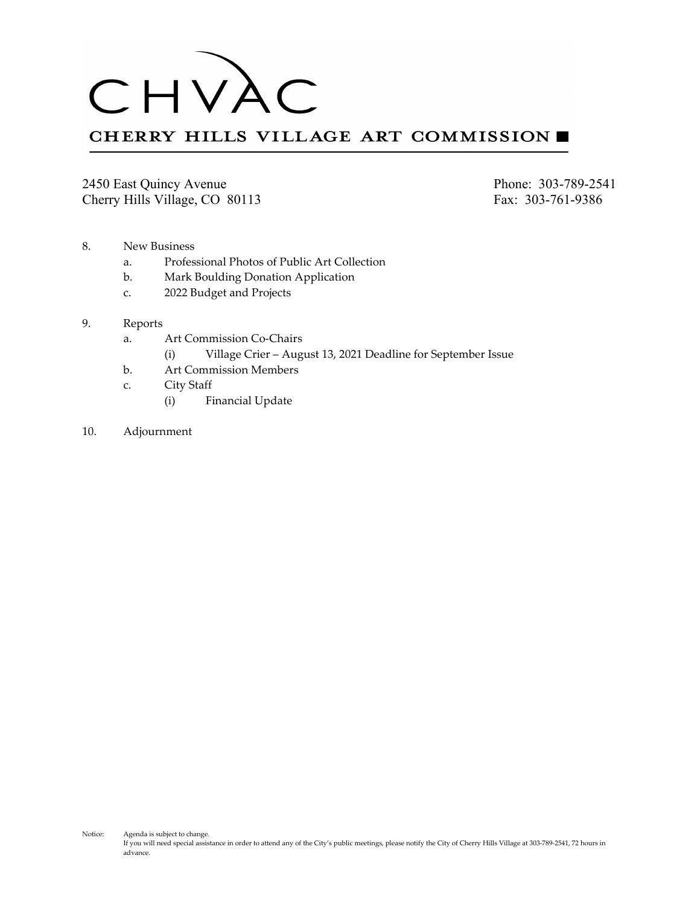# CHVAC

## CHERRY HILLS VILLAGE ART COMMISSION ■

2450 East Quincy Avenue
Cherry Hills Village, CO 80113

Phone: 303-789-2541
Fax: 303-761-9386

8. New Business
   a. Professional Photos of Public Art Collection
   b. Mark Boulding Donation Application
   c. 2022 Budget and Projects

9. Reports
   a. Art Commission Co-Chairs
      (i) Village Crier – August 13, 2021 Deadline for September Issue
   b. Art Commission Members
   c. City Staff
      (i) Financial Update

10. Adjournment

Notice: Agenda is subject to change.
If you will need special assistance in order to attend any of the City's public meetings, please notify the City of Cherry Hills Village at 303-789-2541, 72 hours in advance.